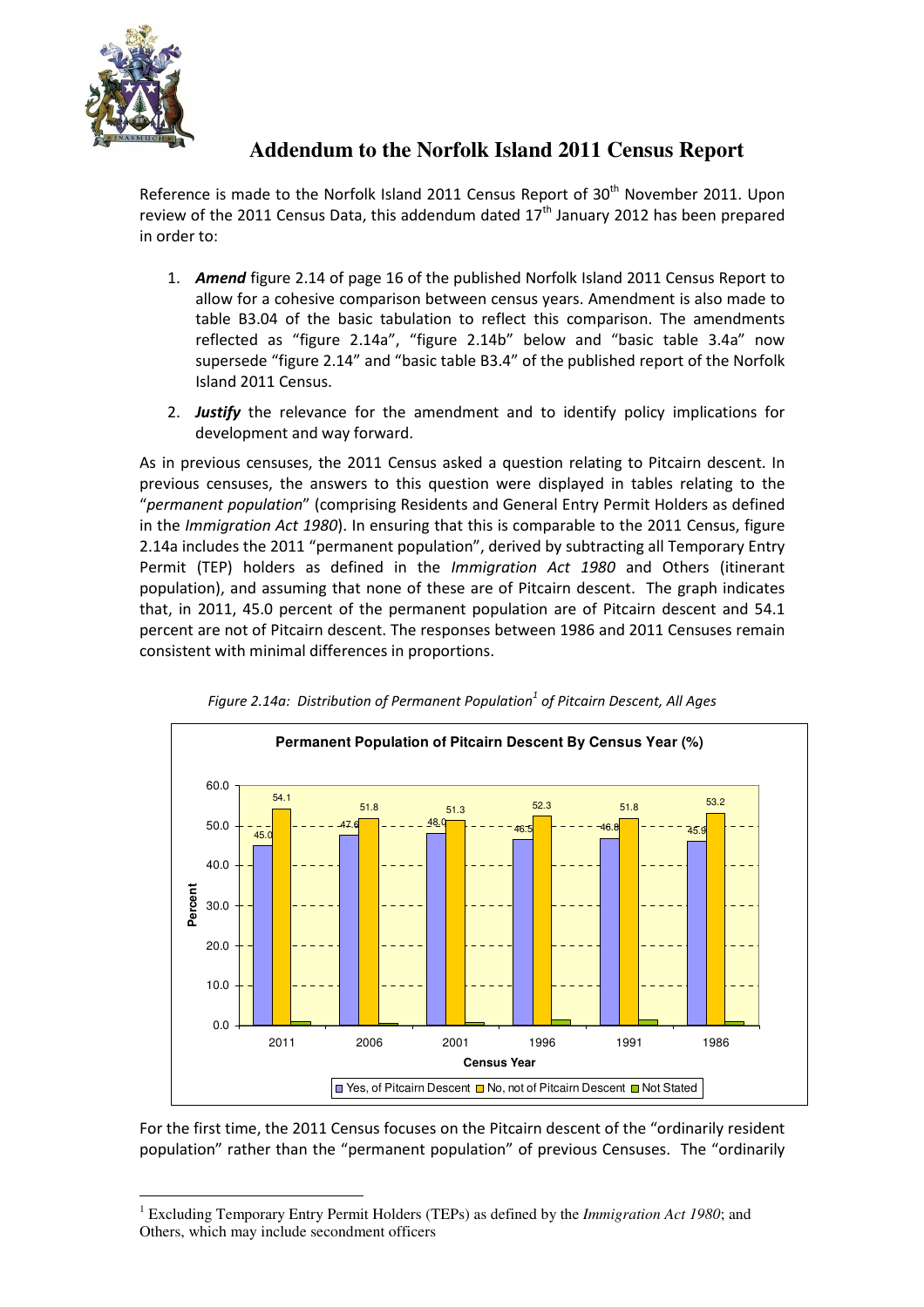# Addendum to the Norfolk Island 2011 Census Report

Reference is made to the Norfolk Island 2011 Census Report of 30th November 2011. Upon review of the 2011 Census Data, this addendum dated 17th January 2012 has been prepared in order to:

1. ***Amend*** figure 2.14 of page 16 of the published Norfolk Island 2011 Census Report to allow for a cohesive comparison between census years. Amendment is also made to table B3.04 of the basic tabulation to reflect this comparison. The amendments reflected as "figure 2.14a", "figure 2.14b" below and "basic table 3.4a" now supersede "figure 2.14" and "basic table B3.4" of the published report of the Norfolk Island 2011 Census.
2. ***Justify*** the relevance for the amendment and to identify policy implications for development and way forward.

As in previous censuses, the 2011 Census asked a question relating to Pitcairn descent. In previous censuses, the answers to this question were displayed in tables relating to the "*permanent population*" (comprising Residents and General Entry Permit Holders as defined in the *Immigration Act 1980*). In ensuring that this is comparable to the 2011 Census, figure 2.14a includes the 2011 "permanent population", derived by subtracting all Temporary Entry Permit (TEP) holders as defined in the *Immigration Act 1980* and Others (itinerant population), and assuming that none of these are of Pitcairn descent. The graph indicates that, in 2011, 45.0 percent of the permanent population are of Pitcairn descent and 54.1 percent are not of Pitcairn descent. The responses between 1986 and 2011 Censuses remain consistent with minimal differences in proportions.

*Figure 2.14a: Distribution of Permanent Population[1] of Pitcairn Descent, All Ages*

**Permanent Population of Pitcairn Descent By Census Year (%)**

| Census Year | Yes, of Pitcairn Descent | No, not of Pitcairn Descent |
|---|---|---|
| 2011 | 45.0 | 54.1 |
| 2006 | 47.6 | 51.8 |
| 2001 | 48.0 | 51.3 |
| 1996 | 46.5 | 52.3 |
| 1991 | 46.8 | 51.8 |
| 1986 | 45.9 | 53.2 |

For the first time, the 2011 Census focuses on the Pitcairn descent of the "ordinarily resident population" rather than the "permanent population" of previous Censuses. The "ordinarily

[1] Excluding Temporary Entry Permit Holders (TEPs) as defined by the *Immigration Act 1980*; and Others, which may include secondment officers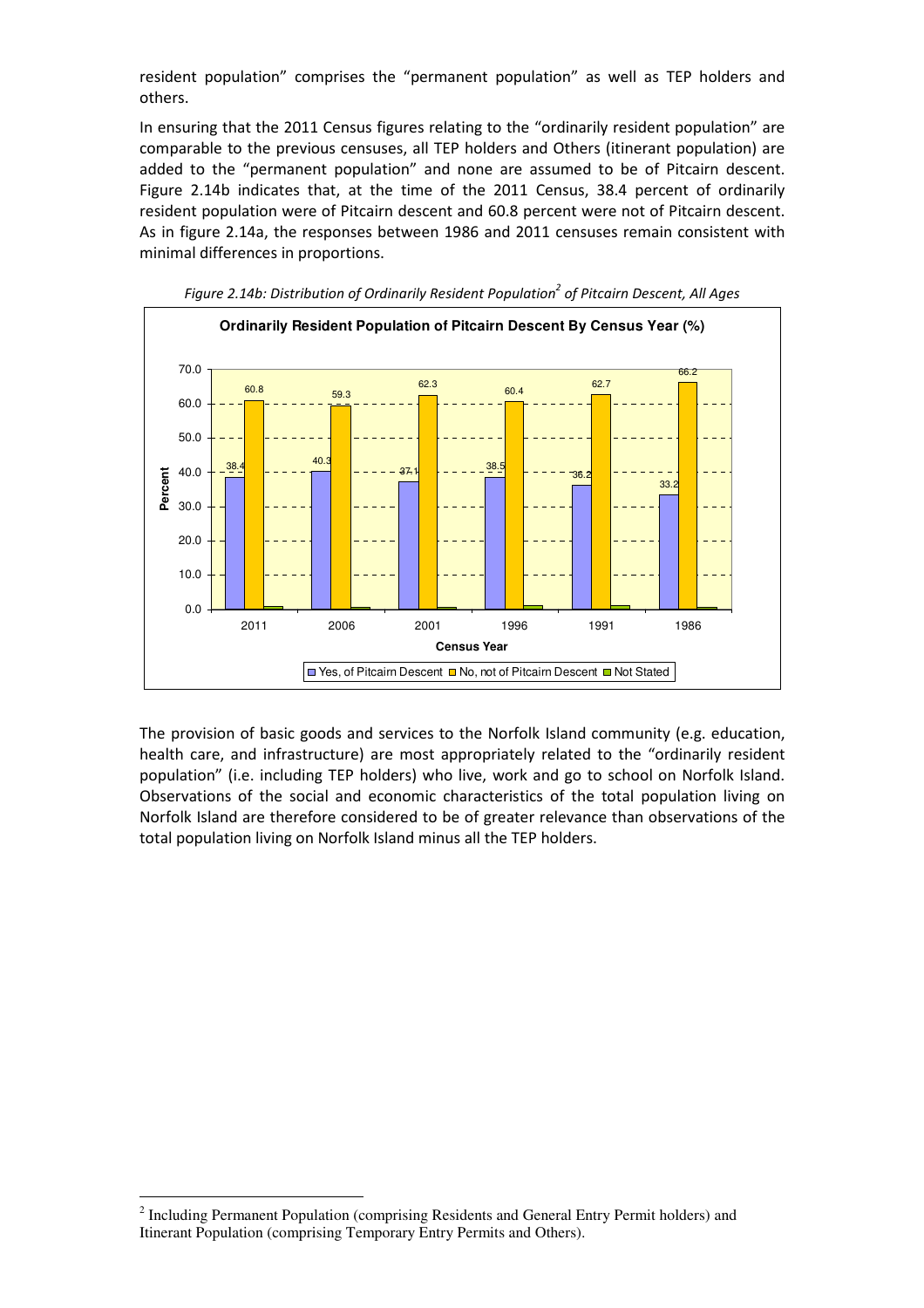resident population" comprises the "permanent population" as well as TEP holders and others.

In ensuring that the 2011 Census figures relating to the "ordinarily resident population" are comparable to the previous censuses, all TEP holders and Others (itinerant population) are added to the "permanent population" and none are assumed to be of Pitcairn descent. Figure 2.14b indicates that, at the time of the 2011 Census, 38.4 percent of ordinarily resident population were of Pitcairn descent and 60.8 percent were not of Pitcairn descent. As in figure 2.14a, the responses between 1986 and 2011 censuses remain consistent with minimal differences in proportions.

*Figure 2.14b: Distribution of Ordinarily Resident Population[2] of Pitcairn Descent, All Ages*

**Ordinarily Resident Population of Pitcairn Descent By Census Year (%)**

Percent

70.0
60.0
50.0
40.0
30.0
20.0
10.0
0.0

38.4 60.8
40.3 59.3
37.1 62.3
38.5 60.4
36.2 62.7
33.2 66.2

2011 2006 2001 1996 1991 1986

Census Year

Yes, of Pitcairn Descent No, not of Pitcairn Descent Not Stated

The provision of basic goods and services to the Norfolk Island community (e.g. education, health care, and infrastructure) are most appropriately related to the "ordinarily resident population" (i.e. including TEP holders) who live, work and go to school on Norfolk Island. Observations of the social and economic characteristics of the total population living on Norfolk Island are therefore considered to be of greater relevance than observations of the total population living on Norfolk Island minus all the TEP holders.

[2] Including Permanent Population (comprising Residents and General Entry Permit holders) and Itinerant Population (comprising Temporary Entry Permits and Others).